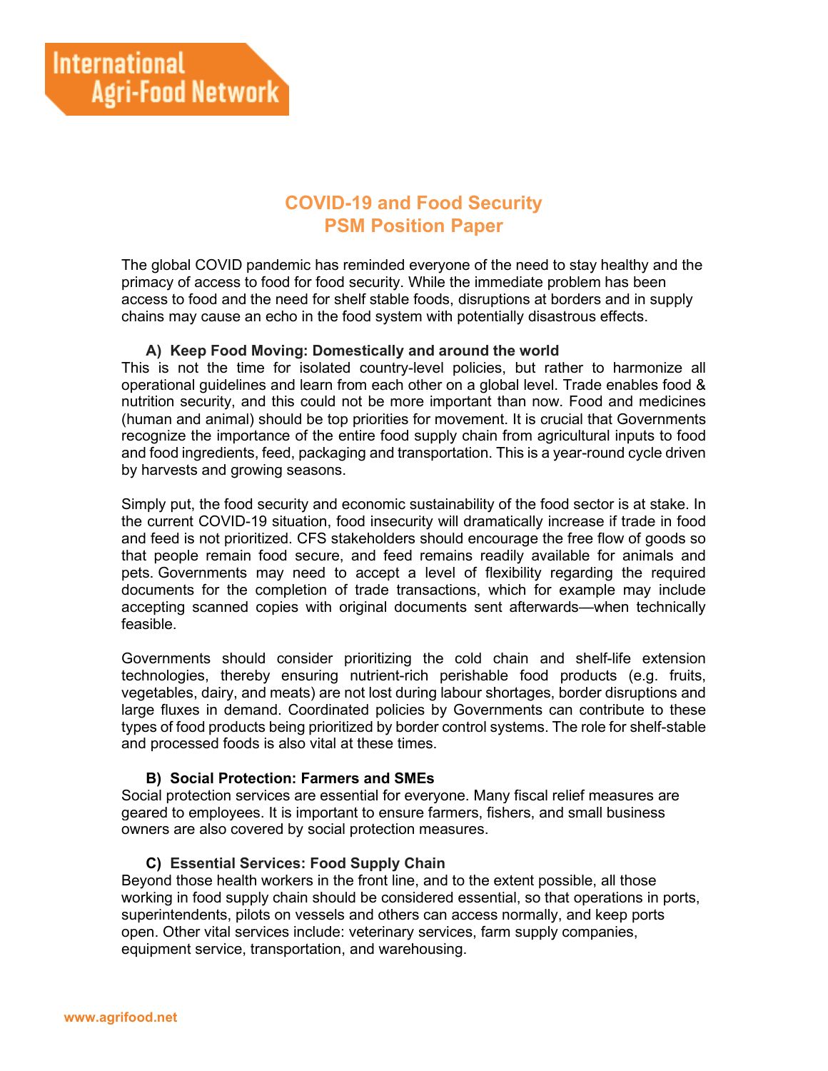International Agri-Food Network

# COVID-19 and Food Security
# PSM Position Paper

The global COVID pandemic has reminded everyone of the need to stay healthy and the primacy of access to food for food security. While the immediate problem has been access to food and the need for shelf stable foods, disruptions at borders and in supply chains may cause an echo in the food system with potentially disastrous effects.

### A) Keep Food Moving: Domestically and around the world

This is not the time for isolated country-level policies, but rather to harmonize all operational guidelines and learn from each other on a global level. Trade enables food & nutrition security, and this could not be more important than now. Food and medicines (human and animal) should be top priorities for movement. It is crucial that Governments recognize the importance of the entire food supply chain from agricultural inputs to food and food ingredients, feed, packaging and transportation. This is a year-round cycle driven by harvests and growing seasons.

Simply put, the food security and economic sustainability of the food sector is at stake. In the current COVID-19 situation, food insecurity will dramatically increase if trade in food and feed is not prioritized. CFS stakeholders should encourage the free flow of goods so that people remain food secure, and feed remains readily available for animals and pets. Governments may need to accept a level of flexibility regarding the required documents for the completion of trade transactions, which for example may include accepting scanned copies with original documents sent afterwards—when technically feasible.

Governments should consider prioritizing the cold chain and shelf-life extension technologies, thereby ensuring nutrient-rich perishable food products (e.g. fruits, vegetables, dairy, and meats) are not lost during labour shortages, border disruptions and large fluxes in demand. Coordinated policies by Governments can contribute to these types of food products being prioritized by border control systems. The role for shelf-stable and processed foods is also vital at these times.

### B) Social Protection: Farmers and SMEs

Social protection services are essential for everyone. Many fiscal relief measures are geared to employees. It is important to ensure farmers, fishers, and small business owners are also covered by social protection measures.

### C) Essential Services: Food Supply Chain

Beyond those health workers in the front line, and to the extent possible, all those working in food supply chain should be considered essential, so that operations in ports, superintendents, pilots on vessels and others can access normally, and keep ports open. Other vital services include: veterinary services, farm supply companies, equipment service, transportation, and warehousing.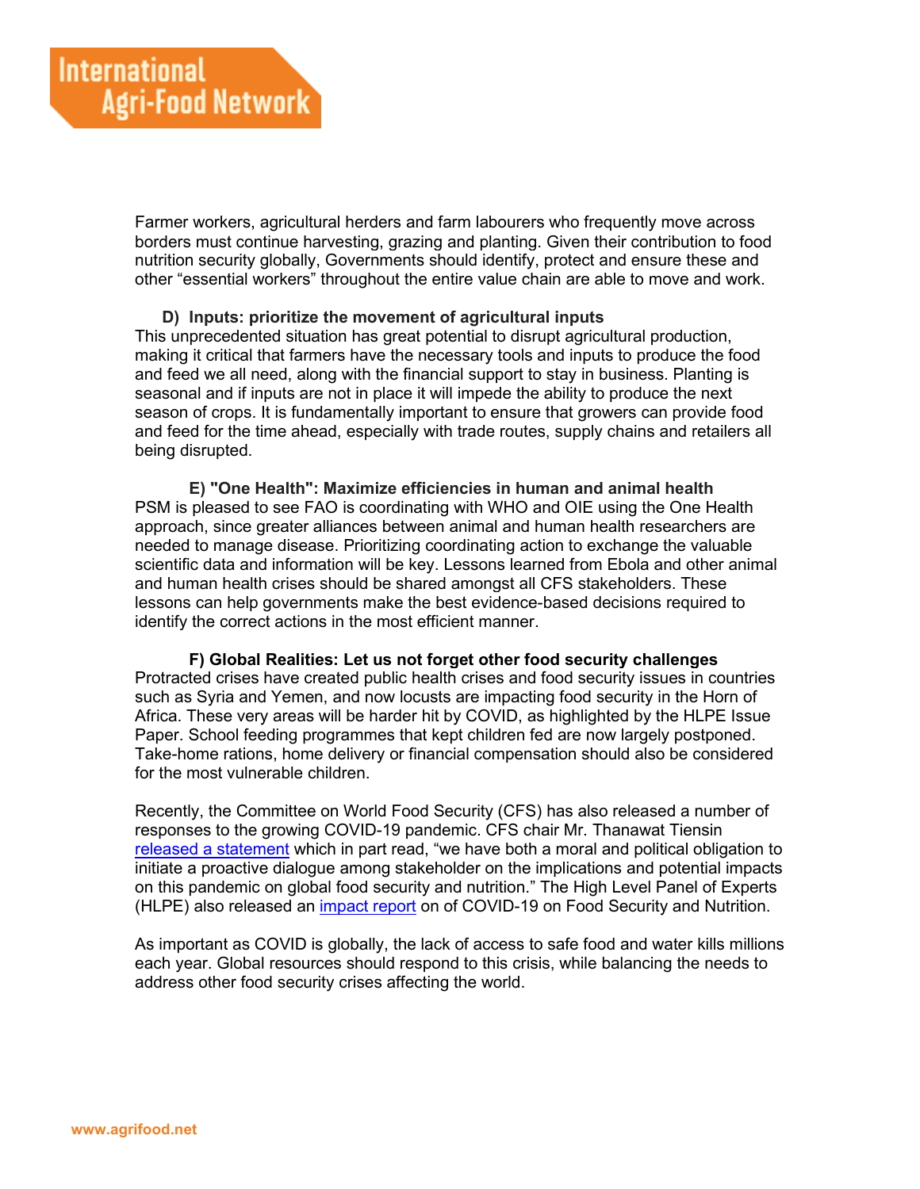Farmer workers, agricultural herders and farm labourers who frequently move across borders must continue harvesting, grazing and planting. Given their contribution to food nutrition security globally, Governments should identify, protect and ensure these and other "essential workers" throughout the entire value chain are able to move and work.

**D) Inputs: prioritize the movement of agricultural inputs**

This unprecedented situation has great potential to disrupt agricultural production, making it critical that farmers have the necessary tools and inputs to produce the food and feed we all need, along with the financial support to stay in business. Planting is seasonal and if inputs are not in place it will impede the ability to produce the next season of crops. It is fundamentally important to ensure that growers can provide food and feed for the time ahead, especially with trade routes, supply chains and retailers all being disrupted.

**E) "One Health": Maximize efficiencies in human and animal health**

PSM is pleased to see FAO is coordinating with WHO and OIE using the One Health approach, since greater alliances between animal and human health researchers are needed to manage disease. Prioritizing coordinating action to exchange the valuable scientific data and information will be key. Lessons learned from Ebola and other animal and human health crises should be shared amongst all CFS stakeholders. These lessons can help governments make the best evidence-based decisions required to identify the correct actions in the most efficient manner.

**F) Global Realities: Let us not forget other food security challenges**

Protracted crises have created public health crises and food security issues in countries such as Syria and Yemen, and now locusts are impacting food security in the Horn of Africa. These very areas will be harder hit by COVID, as highlighted by the HLPE Issue Paper. School feeding programmes that kept children fed are now largely postponed. Take-home rations, home delivery or financial compensation should also be considered for the most vulnerable children.

Recently, the Committee on World Food Security (CFS) has also released a number of responses to the growing COVID-19 pandemic. CFS chair Mr. Thanawat Tiensin released a statement which in part read, "we have both a moral and political obligation to initiate a proactive dialogue among stakeholder on the implications and potential impacts on this pandemic on global food security and nutrition." The High Level Panel of Experts (HLPE) also released an impact report on of COVID-19 on Food Security and Nutrition.

As important as COVID is globally, the lack of access to safe food and water kills millions each year. Global resources should respond to this crisis, while balancing the needs to address other food security crises affecting the world.